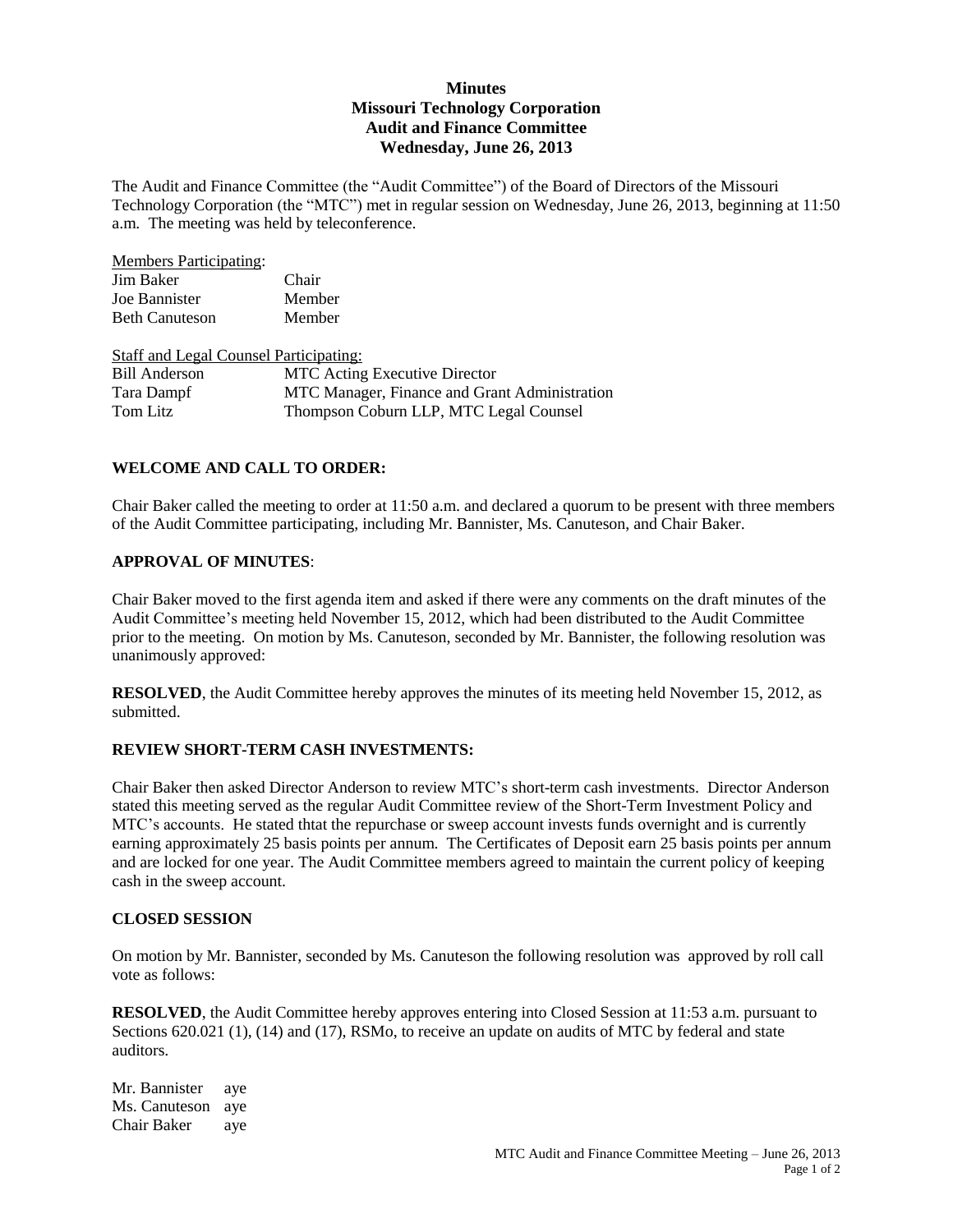# Minutes
## Missouri Technology Corporation
## Audit and Finance Committee
## Wednesday, June 26, 2013

The Audit and Finance Committee (the "Audit Committee") of the Board of Directors of the Missouri Technology Corporation (the "MTC") met in regular session on Wednesday, June 26, 2013, beginning at 11:50 a.m. The meeting was held by teleconference.

Members Participating:

| | |
|---|---|
| Jim Baker | Chair |
| Joe Bannister | Member |
| Beth Canuteson | Member |

Staff and Legal Counsel Participating:

| | |
|---|---|
| Bill Anderson | MTC Acting Executive Director |
| Tara Dampf | MTC Manager, Finance and Grant Administration |
| Tom Litz | Thompson Coburn LLP, MTC Legal Counsel |

### WELCOME AND CALL TO ORDER:

Chair Baker called the meeting to order at 11:50 a.m. and declared a quorum to be present with three members of the Audit Committee participating, including Mr. Bannister, Ms. Canuteson, and Chair Baker.

### APPROVAL OF MINUTES:

Chair Baker moved to the first agenda item and asked if there were any comments on the draft minutes of the Audit Committee's meeting held November 15, 2012, which had been distributed to the Audit Committee prior to the meeting. On motion by Ms. Canuteson, seconded by Mr. Bannister, the following resolution was unanimously approved:

**RESOLVED**, the Audit Committee hereby approves the minutes of its meeting held November 15, 2012, as submitted.

### REVIEW SHORT-TERM CASH INVESTMENTS:

Chair Baker then asked Director Anderson to review MTC's short-term cash investments. Director Anderson stated this meeting served as the regular Audit Committee review of the Short-Term Investment Policy and MTC's accounts. He stated thtat the repurchase or sweep account invests funds overnight and is currently earning approximately 25 basis points per annum. The Certificates of Deposit earn 25 basis points per annum and are locked for one year. The Audit Committee members agreed to maintain the current policy of keeping cash in the sweep account.

### CLOSED SESSION

On motion by Mr. Bannister, seconded by Ms. Canuteson the following resolution was approved by roll call vote as follows:

**RESOLVED**, the Audit Committee hereby approves entering into Closed Session at 11:53 a.m. pursuant to Sections 620.021 (1), (14) and (17), RSMo, to receive an update on audits of MTC by federal and state auditors.

| | |
|---|---|
| Mr. Bannister | aye |
| Ms. Canuteson | aye |
| Chair Baker | aye |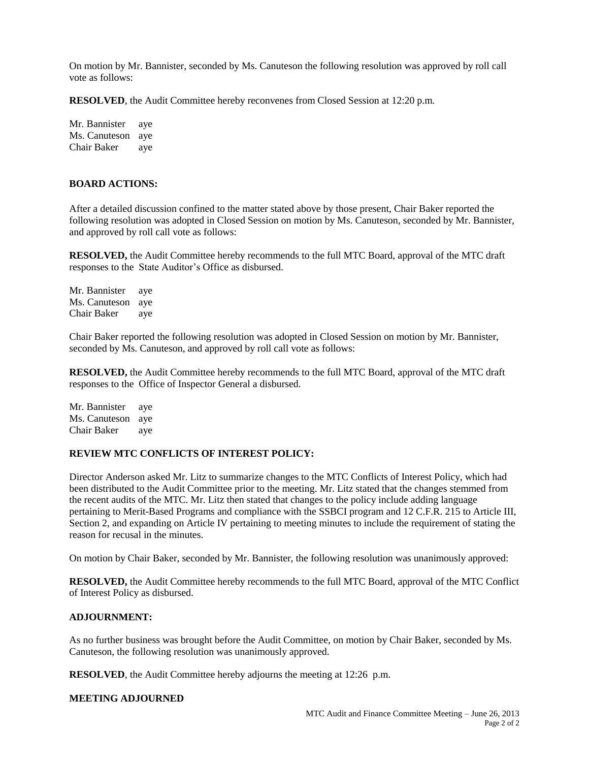On motion by Mr. Bannister, seconded by Ms. Canuteson the following resolution was approved by roll call vote as follows:

**RESOLVED**, the Audit Committee hereby reconvenes from Closed Session at 12:20 p.m.

Mr. Bannister aye
Ms. Canuteson aye
Chair Baker aye

**BOARD ACTIONS:**

After a detailed discussion confined to the matter stated above by those present, Chair Baker reported the following resolution was adopted in Closed Session on motion by Ms. Canuteson, seconded by Mr. Bannister, and approved by roll call vote as follows:

**RESOLVED,** the Audit Committee hereby recommends to the full MTC Board, approval of the MTC draft responses to the State Auditor's Office as disbursed.

Mr. Bannister aye
Ms. Canuteson aye
Chair Baker aye

Chair Baker reported the following resolution was adopted in Closed Session on motion by Mr. Bannister, seconded by Ms. Canuteson, and approved by roll call vote as follows:

**RESOLVED,** the Audit Committee hereby recommends to the full MTC Board, approval of the MTC draft responses to the Office of Inspector General a disbursed.

Mr. Bannister aye
Ms. Canuteson aye
Chair Baker aye

**REVIEW MTC CONFLICTS OF INTEREST POLICY:**

Director Anderson asked Mr. Litz to summarize changes to the MTC Conflicts of Interest Policy, which had been distributed to the Audit Committee prior to the meeting. Mr. Litz stated that the changes stemmed from the recent audits of the MTC. Mr. Litz then stated that changes to the policy include adding language pertaining to Merit-Based Programs and compliance with the SSBCI program and 12 C.F.R. 215 to Article III, Section 2, and expanding on Article IV pertaining to meeting minutes to include the requirement of stating the reason for recusal in the minutes.

On motion by Chair Baker, seconded by Mr. Bannister, the following resolution was unanimously approved:

**RESOLVED,** the Audit Committee hereby recommends to the full MTC Board, approval of the MTC Conflict of Interest Policy as disbursed.

**ADJOURNMENT:**

As no further business was brought before the Audit Committee, on motion by Chair Baker, seconded by Ms. Canuteson, the following resolution was unanimously approved.

**RESOLVED**, the Audit Committee hereby adjourns the meeting at 12:26 p.m.

**MEETING ADJOURNED**